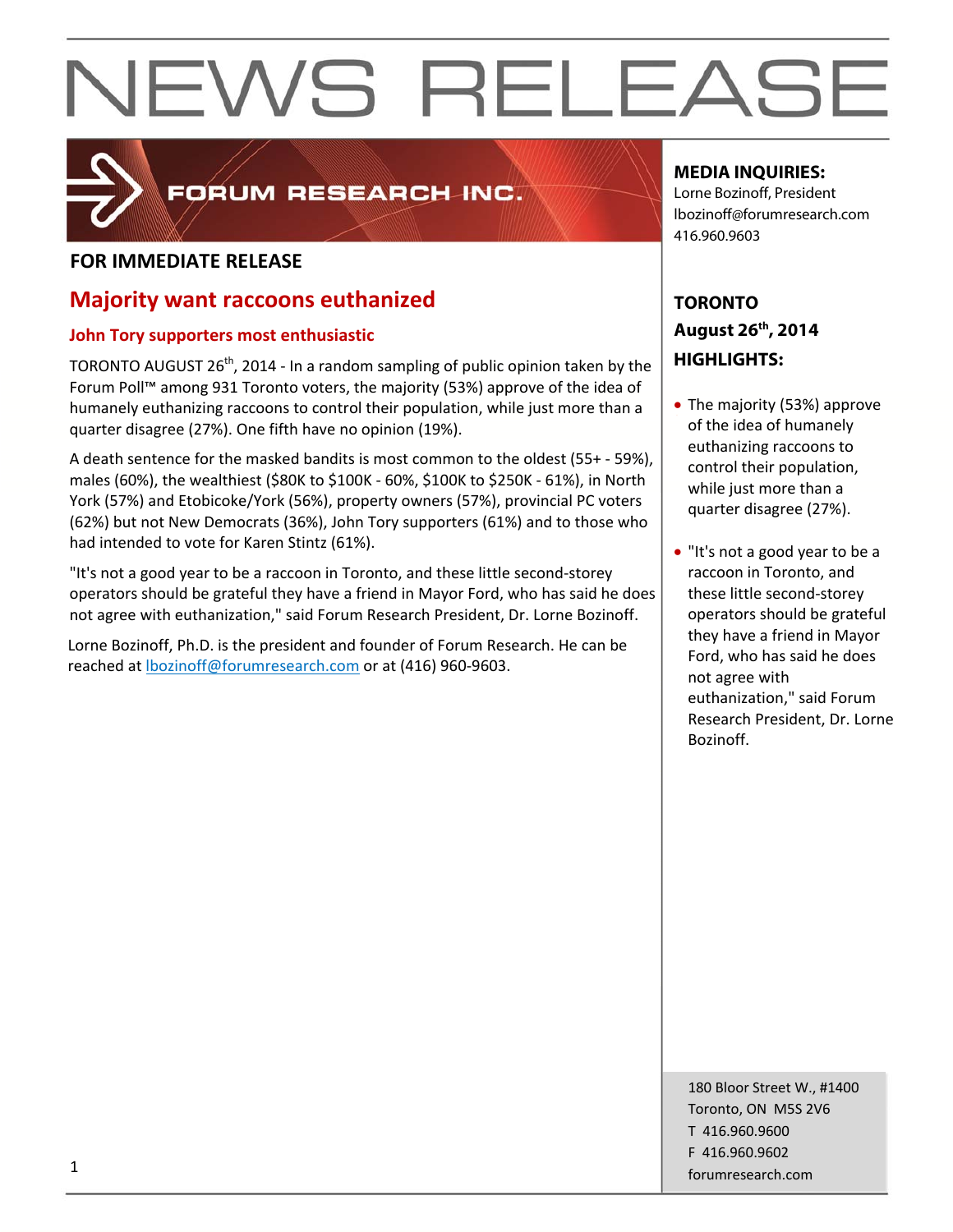# NEWS RELEASE

FORUM RESEARCH INC.

**FOR IMMEDIATE RELEASE**

## Majority want raccoons euthanized

### John Tory supporters most enthusiastic

TORONTO AUGUST 26th, 2014 - In a random sampling of public opinion taken by the Forum Poll™ among 931 Toronto voters, the majority (53%) approve of the idea of humanely euthanizing raccoons to control their population, while just more than a quarter disagree (27%). One fifth have no opinion (19%).

A death sentence for the masked bandits is most common to the oldest (55+ - 59%), males (60%), the wealthiest ($80K to $100K - 60%, $100K to $250K - 61%), in North York (57%) and Etobicoke/York (56%), property owners (57%), provincial PC voters (62%) but not New Democrats (36%), John Tory supporters (61%) and to those who had intended to vote for Karen Stintz (61%).

"It's not a good year to be a raccoon in Toronto, and these little second-storey operators should be grateful they have a friend in Mayor Ford, who has said he does not agree with euthanization," said Forum Research President, Dr. Lorne Bozinoff.

Lorne Bozinoff, Ph.D. is the president and founder of Forum Research. He can be reached at lbozinoff@forumresearch.com or at (416) 960-9603.

**MEDIA INQUIRIES:**
Lorne Bozinoff, President
lbozinoff@forumresearch.com
416.960.9603

**TORONTO**
**August 26th, 2014**
**HIGHLIGHTS:**

- The majority (53%) approve of the idea of humanely euthanizing raccoons to control their population, while just more than a quarter disagree (27%).
- "It's not a good year to be a raccoon in Toronto, and these little second-storey operators should be grateful they have a friend in Mayor Ford, who has said he does not agree with euthanization," said Forum Research President, Dr. Lorne Bozinoff.

180 Bloor Street W., #1400
Toronto, ON M5S 2V6
T 416.960.9600
F 416.960.9602
forumresearch.com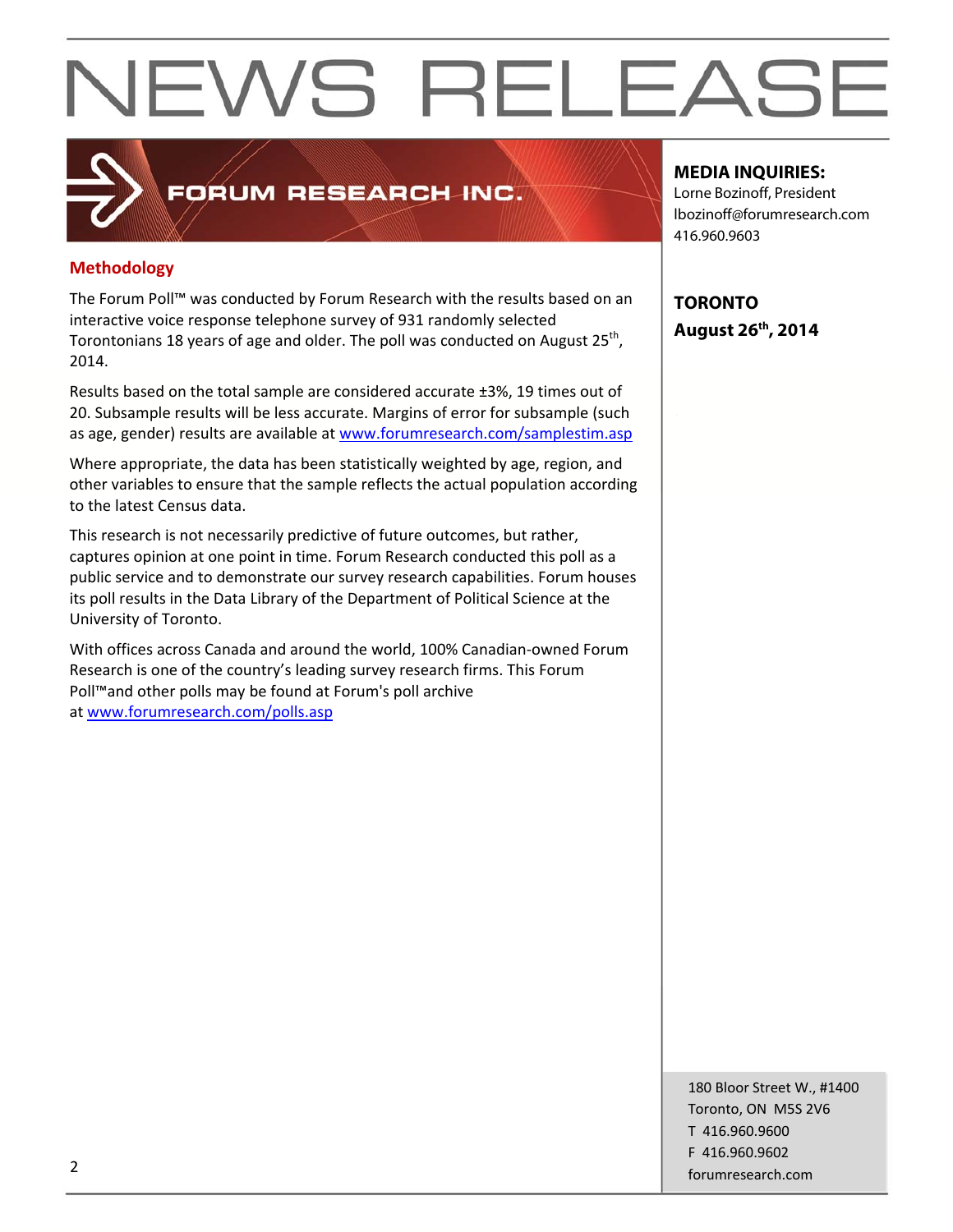# NEWS RELEASE

FORUM RESEARCH INC.

**MEDIA INQUIRIES:**
Lorne Bozinoff, President
lbozinoff@forumresearch.com
416.960.9603

**TORONTO**
**August 26th, 2014**

## Methodology

The Forum Poll™ was conducted by Forum Research with the results based on an interactive voice response telephone survey of 931 randomly selected Torontonians 18 years of age and older. The poll was conducted on August 25th, 2014.

Results based on the total sample are considered accurate ±3%, 19 times out of 20. Subsample results will be less accurate. Margins of error for subsample (such as age, gender) results are available at www.forumresearch.com/samplestim.asp

Where appropriate, the data has been statistically weighted by age, region, and other variables to ensure that the sample reflects the actual population according to the latest Census data.

This research is not necessarily predictive of future outcomes, but rather, captures opinion at one point in time. Forum Research conducted this poll as a public service and to demonstrate our survey research capabilities. Forum houses its poll results in the Data Library of the Department of Political Science at the University of Toronto.

With offices across Canada and around the world, 100% Canadian-owned Forum Research is one of the country's leading survey research firms. This Forum Poll™and other polls may be found at Forum's poll archive at www.forumresearch.com/polls.asp

180 Bloor Street W., #1400
Toronto, ON M5S 2V6
T 416.960.9600
F 416.960.9602
forumresearch.com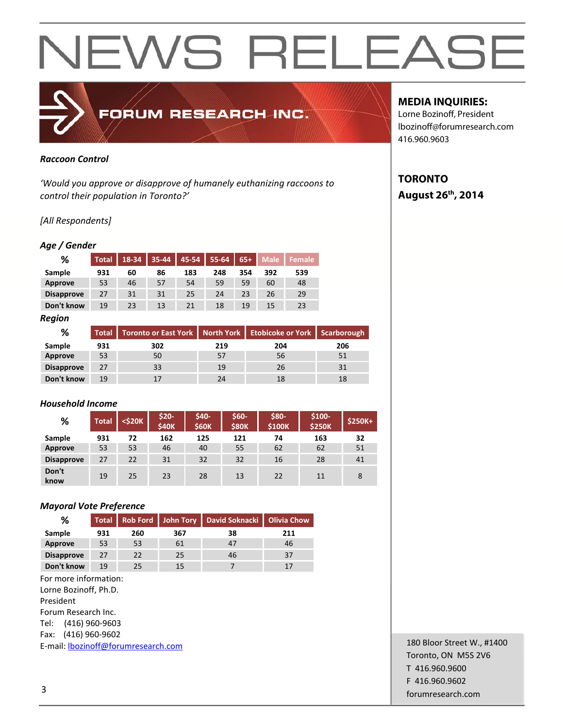# NEWS RELEASE

FORUM RESEARCH INC.

**MEDIA INQUIRIES:**
Lorne Bozinoff, President
lbozinoff@forumresearch.com
416.960.9603

**TORONTO**
**August 26th, 2014**

***Raccoon Control***

*'Would you approve or disapprove of humanely euthanizing raccoons to control their population in Toronto?'*

*[All Respondents]*

### *Age / Gender*

| % | Total | 18-34 | 35-44 | 45-54 | 55-64 | 65+ | Male | Female |
|---|---|---|---|---|---|---|---|---|
| **Sample** | 931 | 60 | 86 | 183 | 248 | 354 | 392 | 539 |
| **Approve** | 53 | 46 | 57 | 54 | 59 | 59 | 60 | 48 |
| **Disapprove** | 27 | 31 | 31 | 25 | 24 | 23 | 26 | 29 |
| **Don't know** | 19 | 23 | 13 | 21 | 18 | 19 | 15 | 23 |

### *Region*

| % | Total | Toronto or East York | North York | Etobicoke or York | Scarborough |
|---|---|---|---|---|---|
| **Sample** | 931 | 302 | 219 | 204 | 206 |
| **Approve** | 53 | 50 | 57 | 56 | 51 |
| **Disapprove** | 27 | 33 | 19 | 26 | 31 |
| **Don't know** | 19 | 17 | 24 | 18 | 18 |

### *Household Income*

| % | Total | <$20K | $20-$40K | $40-$60K | $60-$80K | $80-$100K | $100-$250K | $250K+ |
|---|---|---|---|---|---|---|---|---|
| **Sample** | 931 | 72 | 162 | 125 | 121 | 74 | 163 | 32 |
| **Approve** | 53 | 53 | 46 | 40 | 55 | 62 | 62 | 51 |
| **Disapprove** | 27 | 22 | 31 | 32 | 32 | 16 | 28 | 41 |
| **Don't know** | 19 | 25 | 23 | 28 | 13 | 22 | 11 | 8 |

### *Mayoral Vote Preference*

| % | Total | Rob Ford | John Tory | David Soknacki | Olivia Chow |
|---|---|---|---|---|---|
| **Sample** | 931 | 260 | 367 | 38 | 211 |
| **Approve** | 53 | 53 | 61 | 47 | 46 |
| **Disapprove** | 27 | 22 | 25 | 46 | 37 |
| **Don't know** | 19 | 25 | 15 | 7 | 17 |

For more information:
Lorne Bozinoff, Ph.D.
President
Forum Research Inc.
Tel: (416) 960-9603
Fax: (416) 960-9602
E-mail: lbozinoff@forumresearch.com

180 Bloor Street W., #1400
Toronto, ON M5S 2V6
T 416.960.9600
F 416.960.9602
forumresearch.com